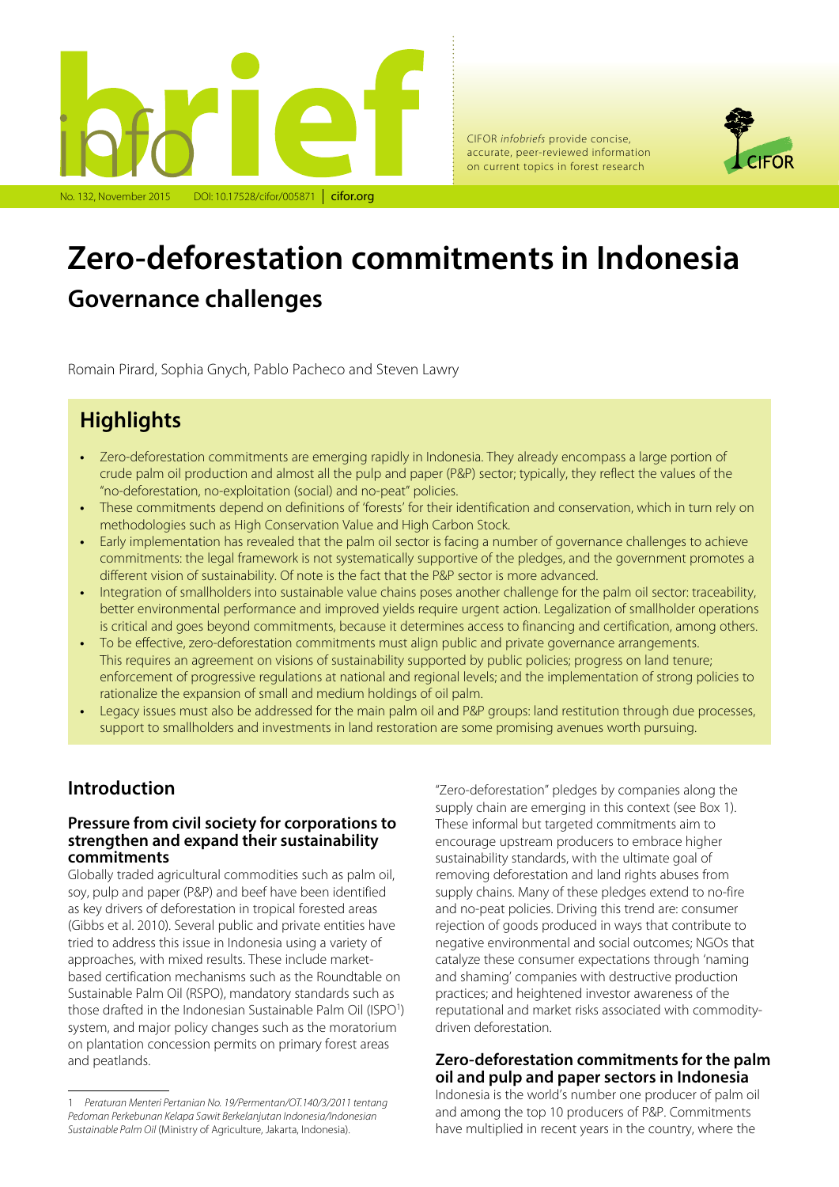infobrief

No. 132, November 2015 DOI: 10.17528/cifor/005871 | cifor.org

CIFOR *infobriefs* provide concise, accurate, peer-reviewed information on current topics in forest research

# Zero-deforestation commitments in Indonesia

## Governance challenges

Romain Pirard, Sophia Gnych, Pablo Pacheco and Steven Lawry

## Highlights

- Zero-deforestation commitments are emerging rapidly in Indonesia. They already encompass a large portion of crude palm oil production and almost all the pulp and paper (P&P) sector; typically, they reflect the values of the "no-deforestation, no-exploitation (social) and no-peat" policies.
- These commitments depend on definitions of 'forests' for their identification and conservation, which in turn rely on methodologies such as High Conservation Value and High Carbon Stock.
- Early implementation has revealed that the palm oil sector is facing a number of governance challenges to achieve commitments: the legal framework is not systematically supportive of the pledges, and the government promotes a different vision of sustainability. Of note is the fact that the P&P sector is more advanced.
- Integration of smallholders into sustainable value chains poses another challenge for the palm oil sector: traceability, better environmental performance and improved yields require urgent action. Legalization of smallholder operations is critical and goes beyond commitments, because it determines access to financing and certification, among others.
- To be effective, zero-deforestation commitments must align public and private governance arrangements. This requires an agreement on visions of sustainability supported by public policies; progress on land tenure; enforcement of progressive regulations at national and regional levels; and the implementation of strong policies to rationalize the expansion of small and medium holdings of oil palm.
- Legacy issues must also be addressed for the main palm oil and P&P groups: land restitution through due processes, support to smallholders and investments in land restoration are some promising avenues worth pursuing.

## Introduction

### Pressure from civil society for corporations to strengthen and expand their sustainability commitments

Globally traded agricultural commodities such as palm oil, soy, pulp and paper (P&P) and beef have been identified as key drivers of deforestation in tropical forested areas (Gibbs et al. 2010). Several public and private entities have tried to address this issue in Indonesia using a variety of approaches, with mixed results. These include market-based certification mechanisms such as the Roundtable on Sustainable Palm Oil (RSPO), mandatory standards such as those drafted in the Indonesian Sustainable Palm Oil (ISPO[1]) system, and major policy changes such as the moratorium on plantation concession permits on primary forest areas and peatlands.

"Zero-deforestation" pledges by companies along the supply chain are emerging in this context (see Box 1). These informal but targeted commitments aim to encourage upstream producers to embrace higher sustainability standards, with the ultimate goal of removing deforestation and land rights abuses from supply chains. Many of these pledges extend to no-fire and no-peat policies. Driving this trend are: consumer rejection of goods produced in ways that contribute to negative environmental and social outcomes; NGOs that catalyze these consumer expectations through 'naming and shaming' companies with destructive production practices; and heightened investor awareness of the reputational and market risks associated with commodity-driven deforestation.

### Zero-deforestation commitments for the palm oil and pulp and paper sectors in Indonesia

Indonesia is the world's number one producer of palm oil and among the top 10 producers of P&P. Commitments have multiplied in recent years in the country, where the

---

1 *Peraturan Menteri Pertanian No. 19/Permentan/OT.140/3/2011 tentang Pedoman Perkebunan Kelapa Sawit Berkelanjutan Indonesia/Indonesian Sustainable Palm Oil* (Ministry of Agriculture, Jakarta, Indonesia).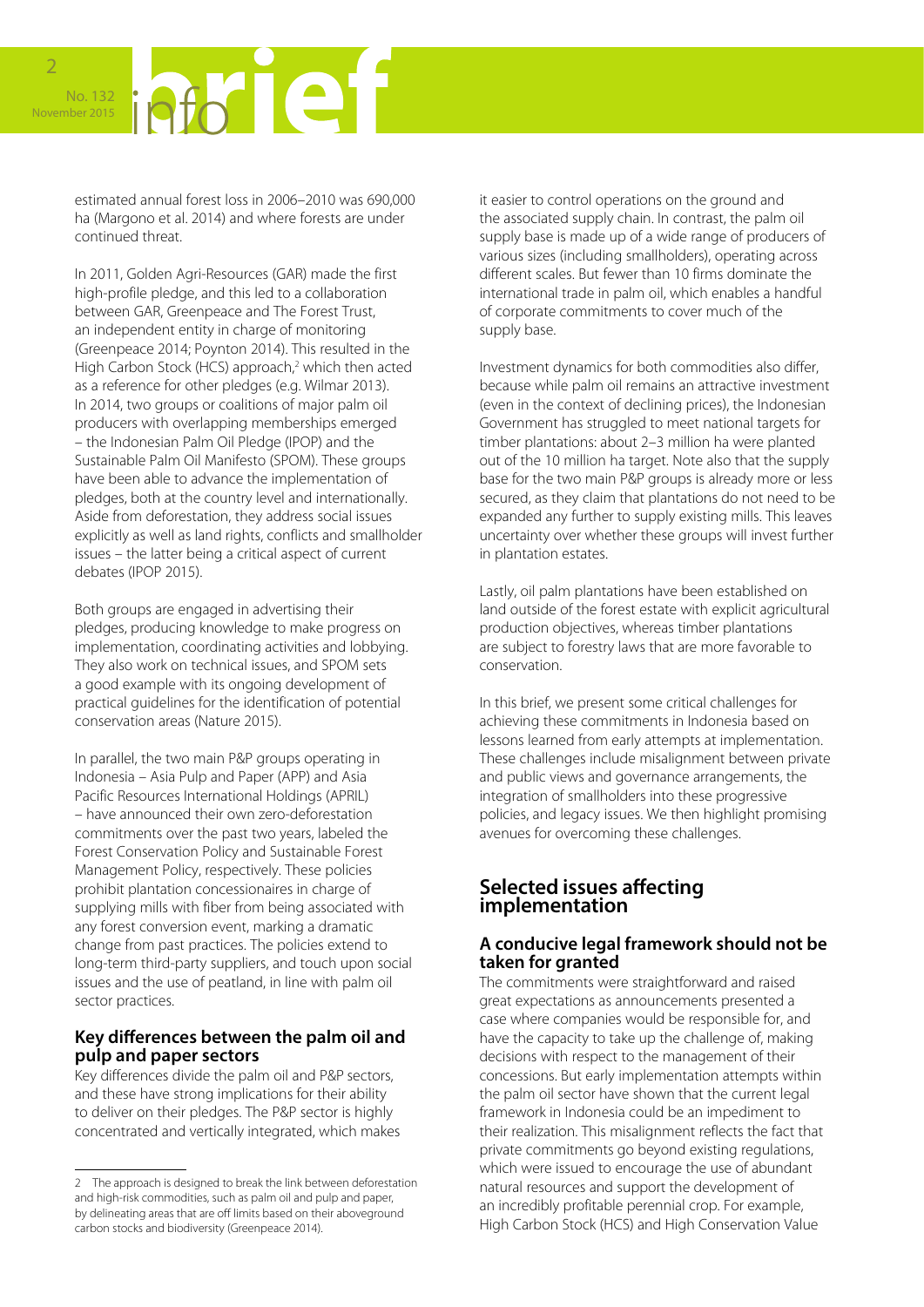estimated annual forest loss in 2006–2010 was 690,000 ha (Margono et al. 2014) and where forests are under continued threat.

In 2011, Golden Agri-Resources (GAR) made the first high-profile pledge, and this led to a collaboration between GAR, Greenpeace and The Forest Trust, an independent entity in charge of monitoring (Greenpeace 2014; Poynton 2014). This resulted in the High Carbon Stock (HCS) approach,[2] which then acted as a reference for other pledges (e.g. Wilmar 2013). In 2014, two groups or coalitions of major palm oil producers with overlapping memberships emerged – the Indonesian Palm Oil Pledge (IPOP) and the Sustainable Palm Oil Manifesto (SPOM). These groups have been able to advance the implementation of pledges, both at the country level and internationally. Aside from deforestation, they address social issues explicitly as well as land rights, conflicts and smallholder issues – the latter being a critical aspect of current debates (IPOP 2015).

Both groups are engaged in advertising their pledges, producing knowledge to make progress on implementation, coordinating activities and lobbying. They also work on technical issues, and SPOM sets a good example with its ongoing development of practical guidelines for the identification of potential conservation areas (Nature 2015).

In parallel, the two main P&P groups operating in Indonesia – Asia Pulp and Paper (APP) and Asia Pacific Resources International Holdings (APRIL) – have announced their own zero-deforestation commitments over the past two years, labeled the Forest Conservation Policy and Sustainable Forest Management Policy, respectively. These policies prohibit plantation concessionaires in charge of supplying mills with fiber from being associated with any forest conversion event, marking a dramatic change from past practices. The policies extend to long-term third-party suppliers, and touch upon social issues and the use of peatland, in line with palm oil sector practices.

### Key differences between the palm oil and pulp and paper sectors

Key differences divide the palm oil and P&P sectors, and these have strong implications for their ability to deliver on their pledges. The P&P sector is highly concentrated and vertically integrated, which makes it easier to control operations on the ground and the associated supply chain. In contrast, the palm oil supply base is made up of a wide range of producers of various sizes (including smallholders), operating across different scales. But fewer than 10 firms dominate the international trade in palm oil, which enables a handful of corporate commitments to cover much of the supply base.

Investment dynamics for both commodities also differ, because while palm oil remains an attractive investment (even in the context of declining prices), the Indonesian Government has struggled to meet national targets for timber plantations: about 2–3 million ha were planted out of the 10 million ha target. Note also that the supply base for the two main P&P groups is already more or less secured, as they claim that plantations do not need to be expanded any further to supply existing mills. This leaves uncertainty over whether these groups will invest further in plantation estates.

Lastly, oil palm plantations have been established on land outside of the forest estate with explicit agricultural production objectives, whereas timber plantations are subject to forestry laws that are more favorable to conservation.

In this brief, we present some critical challenges for achieving these commitments in Indonesia based on lessons learned from early attempts at implementation. These challenges include misalignment between private and public views and governance arrangements, the integration of smallholders into these progressive policies, and legacy issues. We then highlight promising avenues for overcoming these challenges.

## Selected issues affecting implementation

### A conducive legal framework should not be taken for granted

The commitments were straightforward and raised great expectations as announcements presented a case where companies would be responsible for, and have the capacity to take up the challenge of, making decisions with respect to the management of their concessions. But early implementation attempts within the palm oil sector have shown that the current legal framework in Indonesia could be an impediment to their realization. This misalignment reflects the fact that private commitments go beyond existing regulations, which were issued to encourage the use of abundant natural resources and support the development of an incredibly profitable perennial crop. For example, High Carbon Stock (HCS) and High Conservation Value

---

2 The approach is designed to break the link between deforestation and high-risk commodities, such as palm oil and pulp and paper, by delineating areas that are off limits based on their aboveground carbon stocks and biodiversity (Greenpeace 2014).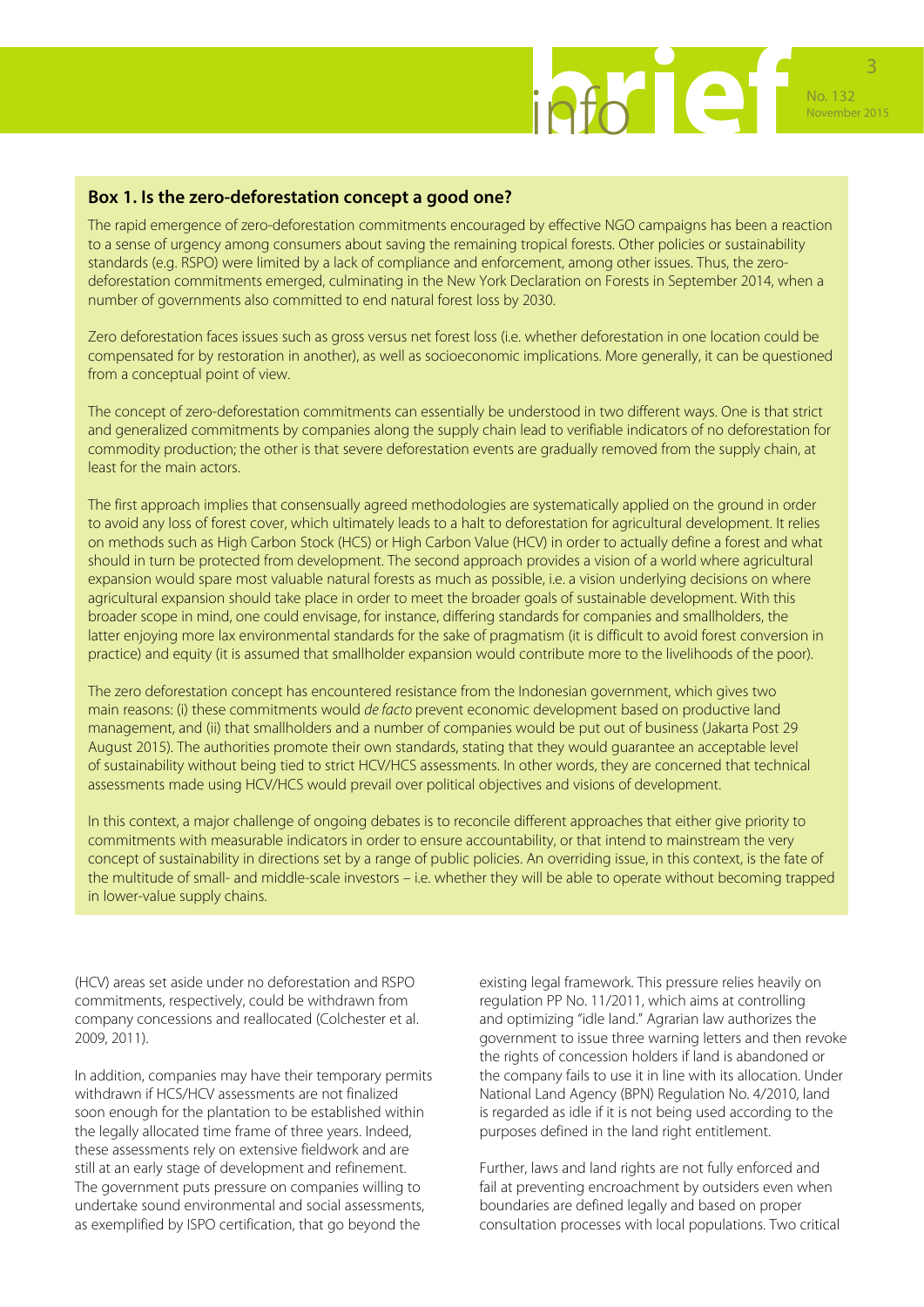## Box 1. Is the zero-deforestation concept a good one?

The rapid emergence of zero-deforestation commitments encouraged by effective NGO campaigns has been a reaction to a sense of urgency among consumers about saving the remaining tropical forests. Other policies or sustainability standards (e.g. RSPO) were limited by a lack of compliance and enforcement, among other issues. Thus, the zero-deforestation commitments emerged, culminating in the New York Declaration on Forests in September 2014, when a number of governments also committed to end natural forest loss by 2030.

Zero deforestation faces issues such as gross versus net forest loss (i.e. whether deforestation in one location could be compensated for by restoration in another), as well as socioeconomic implications. More generally, it can be questioned from a conceptual point of view.

The concept of zero-deforestation commitments can essentially be understood in two different ways. One is that strict and generalized commitments by companies along the supply chain lead to verifiable indicators of no deforestation for commodity production; the other is that severe deforestation events are gradually removed from the supply chain, at least for the main actors.

The first approach implies that consensually agreed methodologies are systematically applied on the ground in order to avoid any loss of forest cover, which ultimately leads to a halt to deforestation for agricultural development. It relies on methods such as High Carbon Stock (HCS) or High Carbon Value (HCV) in order to actually define a forest and what should in turn be protected from development. The second approach provides a vision of a world where agricultural expansion would spare most valuable natural forests as much as possible, i.e. a vision underlying decisions on where agricultural expansion should take place in order to meet the broader goals of sustainable development. With this broader scope in mind, one could envisage, for instance, differing standards for companies and smallholders, the latter enjoying more lax environmental standards for the sake of pragmatism (it is difficult to avoid forest conversion in practice) and equity (it is assumed that smallholder expansion would contribute more to the livelihoods of the poor).

The zero deforestation concept has encountered resistance from the Indonesian government, which gives two main reasons: (i) these commitments would *de facto* prevent economic development based on productive land management, and (ii) that smallholders and a number of companies would be put out of business (Jakarta Post 29 August 2015). The authorities promote their own standards, stating that they would guarantee an acceptable level of sustainability without being tied to strict HCV/HCS assessments. In other words, they are concerned that technical assessments made using HCV/HCS would prevail over political objectives and visions of development.

In this context, a major challenge of ongoing debates is to reconcile different approaches that either give priority to commitments with measurable indicators in order to ensure accountability, or that intend to mainstream the very concept of sustainability in directions set by a range of public policies. An overriding issue, in this context, is the fate of the multitude of small- and middle-scale investors – i.e. whether they will be able to operate without becoming trapped in lower-value supply chains.

(HCV) areas set aside under no deforestation and RSPO commitments, respectively, could be withdrawn from company concessions and reallocated (Colchester et al. 2009, 2011).

In addition, companies may have their temporary permits withdrawn if HCS/HCV assessments are not finalized soon enough for the plantation to be established within the legally allocated time frame of three years. Indeed, these assessments rely on extensive fieldwork and are still at an early stage of development and refinement. The government puts pressure on companies willing to undertake sound environmental and social assessments, as exemplified by ISPO certification, that go beyond the existing legal framework. This pressure relies heavily on regulation PP No. 11/2011, which aims at controlling and optimizing "idle land." Agrarian law authorizes the government to issue three warning letters and then revoke the rights of concession holders if land is abandoned or the company fails to use it in line with its allocation. Under National Land Agency (BPN) Regulation No. 4/2010, land is regarded as idle if it is not being used according to the purposes defined in the land right entitlement.

Further, laws and land rights are not fully enforced and fail at preventing encroachment by outsiders even when boundaries are defined legally and based on proper consultation processes with local populations. Two critical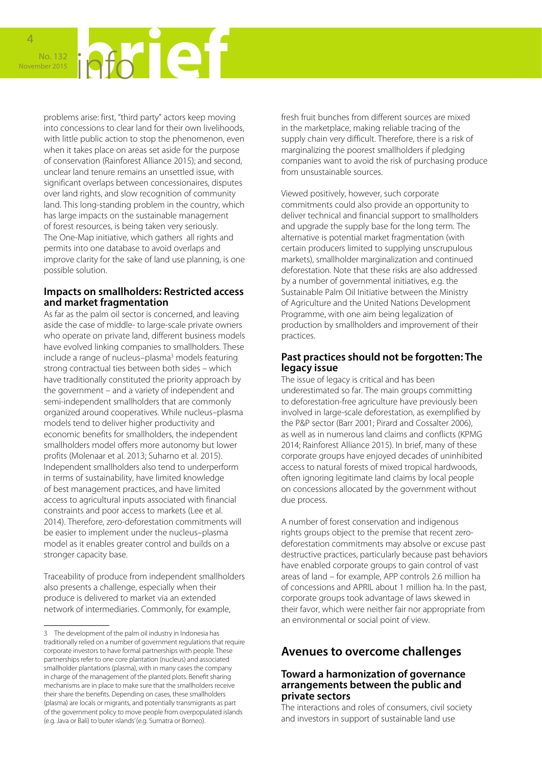problems arise: first, "third party" actors keep moving into concessions to clear land for their own livelihoods, with little public action to stop the phenomenon, even when it takes place on areas set aside for the purpose of conservation (Rainforest Alliance 2015); and second, unclear land tenure remains an unsettled issue, with significant overlaps between concessionaires, disputes over land rights, and slow recognition of community land. This long-standing problem in the country, which has large impacts on the sustainable management of forest resources, is being taken very seriously. The One-Map initiative, which gathers all rights and permits into one database to avoid overlaps and improve clarity for the sake of land use planning, is one possible solution.

### Impacts on smallholders: Restricted access and market fragmentation

As far as the palm oil sector is concerned, and leaving aside the case of middle- to large-scale private owners who operate on private land, different business models have evolved linking companies to smallholders. These include a range of nucleus–plasma[3] models featuring strong contractual ties between both sides – which have traditionally constituted the priority approach by the government – and a variety of independent and semi-independent smallholders that are commonly organized around cooperatives. While nucleus–plasma models tend to deliver higher productivity and economic benefits for smallholders, the independent smallholders model offers more autonomy but lower profits (Molenaar et al. 2013; Suharno et al. 2015). Independent smallholders also tend to underperform in terms of sustainability, have limited knowledge of best management practices, and have limited access to agricultural inputs associated with financial constraints and poor access to markets (Lee et al. 2014). Therefore, zero-deforestation commitments will be easier to implement under the nucleus–plasma model as it enables greater control and builds on a stronger capacity base.

Traceability of produce from independent smallholders also presents a challenge, especially when their produce is delivered to market via an extended network of intermediaries. Commonly, for example, fresh fruit bunches from different sources are mixed in the marketplace, making reliable tracing of the supply chain very difficult. Therefore, there is a risk of marginalizing the poorest smallholders if pledging companies want to avoid the risk of purchasing produce from unsustainable sources.

Viewed positively, however, such corporate commitments could also provide an opportunity to deliver technical and financial support to smallholders and upgrade the supply base for the long term. The alternative is potential market fragmentation (with certain producers limited to supplying unscrupulous markets), smallholder marginalization and continued deforestation. Note that these risks are also addressed by a number of governmental initiatives, e.g. the Sustainable Palm Oil Initiative between the Ministry of Agriculture and the United Nations Development Programme, with one aim being legalization of production by smallholders and improvement of their practices.

### Past practices should not be forgotten: The legacy issue

The issue of legacy is critical and has been underestimated so far. The main groups committing to deforestation-free agriculture have previously been involved in large-scale deforestation, as exemplified by the P&P sector (Barr 2001; Pirard and Cossalter 2006), as well as in numerous land claims and conflicts (KPMG 2014; Rainforest Alliance 2015). In brief, many of these corporate groups have enjoyed decades of uninhibited access to natural forests of mixed tropical hardwoods, often ignoring legitimate land claims by local people on concessions allocated by the government without due process.

A number of forest conservation and indigenous rights groups object to the premise that recent zero-deforestation commitments may absolve or excuse past destructive practices, particularly because past behaviors have enabled corporate groups to gain control of vast areas of land – for example, APP controls 2.6 million ha of concessions and APRIL about 1 million ha. In the past, corporate groups took advantage of laws skewed in their favor, which were neither fair nor appropriate from an environmental or social point of view.

## Avenues to overcome challenges

### Toward a harmonization of governance arrangements between the public and private sectors

The interactions and roles of consumers, civil society and investors in support of sustainable land use

---

3 The development of the palm oil industry in Indonesia has traditionally relied on a number of government regulations that require corporate investors to have formal partnerships with people. These partnerships refer to one core plantation (nucleus) and associated smallholder plantations (plasma), with in many cases the company in charge of the management of the planted plots. Benefit sharing mechanisms are in place to make sure that the smallholders receive their share the benefits. Depending on cases, these smallholders (plasma) are locals or migrants, and potentially transmigrants as part of the government policy to move people from overpopulated islands (e.g. Java or Bali) to 'outer islands' (e.g. Sumatra or Borneo).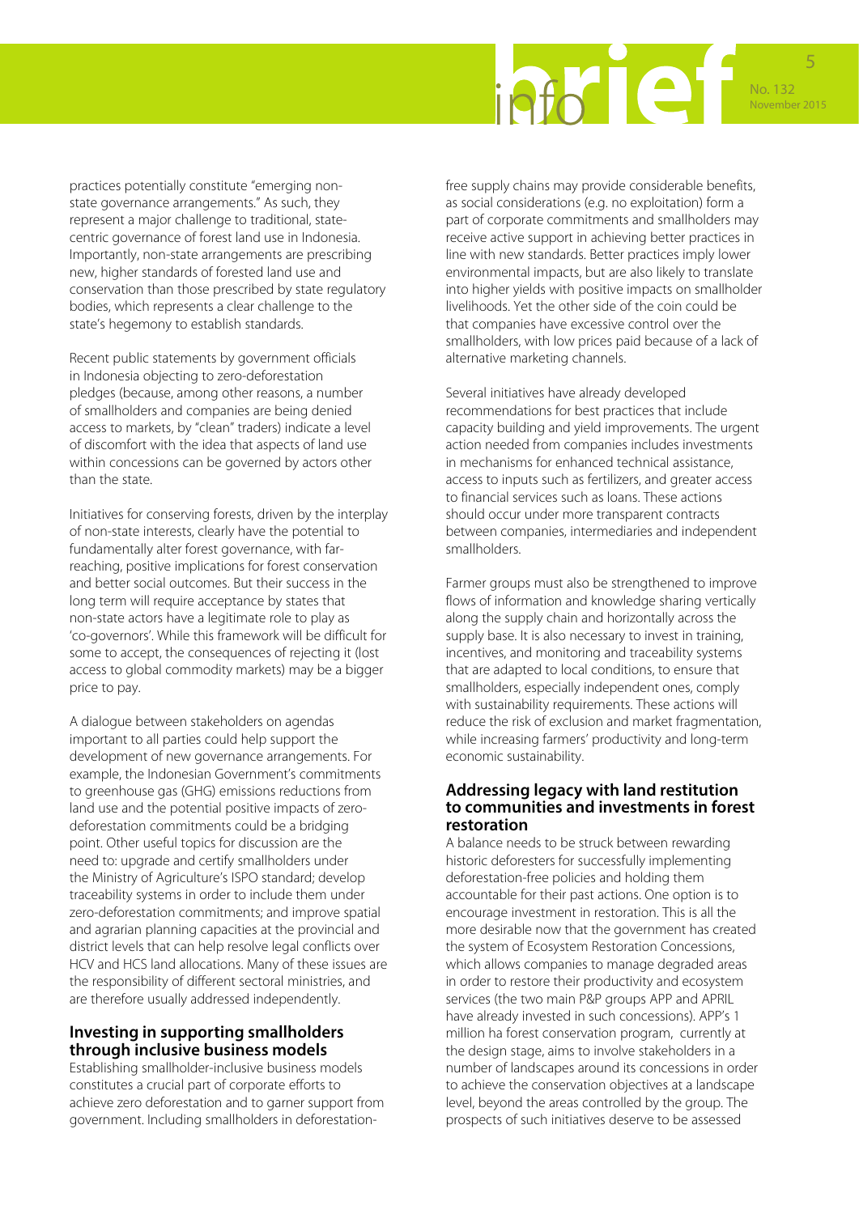practices potentially constitute "emerging non-state governance arrangements." As such, they represent a major challenge to traditional, state-centric governance of forest land use in Indonesia. Importantly, non-state arrangements are prescribing new, higher standards of forested land use and conservation than those prescribed by state regulatory bodies, which represents a clear challenge to the state's hegemony to establish standards.

Recent public statements by government officials in Indonesia objecting to zero-deforestation pledges (because, among other reasons, a number of smallholders and companies are being denied access to markets, by "clean" traders) indicate a level of discomfort with the idea that aspects of land use within concessions can be governed by actors other than the state.

Initiatives for conserving forests, driven by the interplay of non-state interests, clearly have the potential to fundamentally alter forest governance, with far-reaching, positive implications for forest conservation and better social outcomes. But their success in the long term will require acceptance by states that non-state actors have a legitimate role to play as 'co-governors'. While this framework will be difficult for some to accept, the consequences of rejecting it (lost access to global commodity markets) may be a bigger price to pay.

A dialogue between stakeholders on agendas important to all parties could help support the development of new governance arrangements. For example, the Indonesian Government's commitments to greenhouse gas (GHG) emissions reductions from land use and the potential positive impacts of zero-deforestation commitments could be a bridging point. Other useful topics for discussion are the need to: upgrade and certify smallholders under the Ministry of Agriculture's ISPO standard; develop traceability systems in order to include them under zero-deforestation commitments; and improve spatial and agrarian planning capacities at the provincial and district levels that can help resolve legal conflicts over HCV and HCS land allocations. Many of these issues are the responsibility of different sectoral ministries, and are therefore usually addressed independently.

## Investing in supporting smallholders through inclusive business models

Establishing smallholder-inclusive business models constitutes a crucial part of corporate efforts to achieve zero deforestation and to garner support from government. Including smallholders in deforestation-free supply chains may provide considerable benefits, as social considerations (e.g. no exploitation) form a part of corporate commitments and smallholders may receive active support in achieving better practices in line with new standards. Better practices imply lower environmental impacts, but are also likely to translate into higher yields with positive impacts on smallholder livelihoods. Yet the other side of the coin could be that companies have excessive control over the smallholders, with low prices paid because of a lack of alternative marketing channels.

Several initiatives have already developed recommendations for best practices that include capacity building and yield improvements. The urgent action needed from companies includes investments in mechanisms for enhanced technical assistance, access to inputs such as fertilizers, and greater access to financial services such as loans. These actions should occur under more transparent contracts between companies, intermediaries and independent smallholders.

Farmer groups must also be strengthened to improve flows of information and knowledge sharing vertically along the supply chain and horizontally across the supply base. It is also necessary to invest in training, incentives, and monitoring and traceability systems that are adapted to local conditions, to ensure that smallholders, especially independent ones, comply with sustainability requirements. These actions will reduce the risk of exclusion and market fragmentation, while increasing farmers' productivity and long-term economic sustainability.

## Addressing legacy with land restitution to communities and investments in forest restoration

A balance needs to be struck between rewarding historic deforesters for successfully implementing deforestation-free policies and holding them accountable for their past actions. One option is to encourage investment in restoration. This is all the more desirable now that the government has created the system of Ecosystem Restoration Concessions, which allows companies to manage degraded areas in order to restore their productivity and ecosystem services (the two main P&P groups APP and APRIL have already invested in such concessions). APP's 1 million ha forest conservation program, currently at the design stage, aims to involve stakeholders in a number of landscapes around its concessions in order to achieve the conservation objectives at a landscape level, beyond the areas controlled by the group. The prospects of such initiatives deserve to be assessed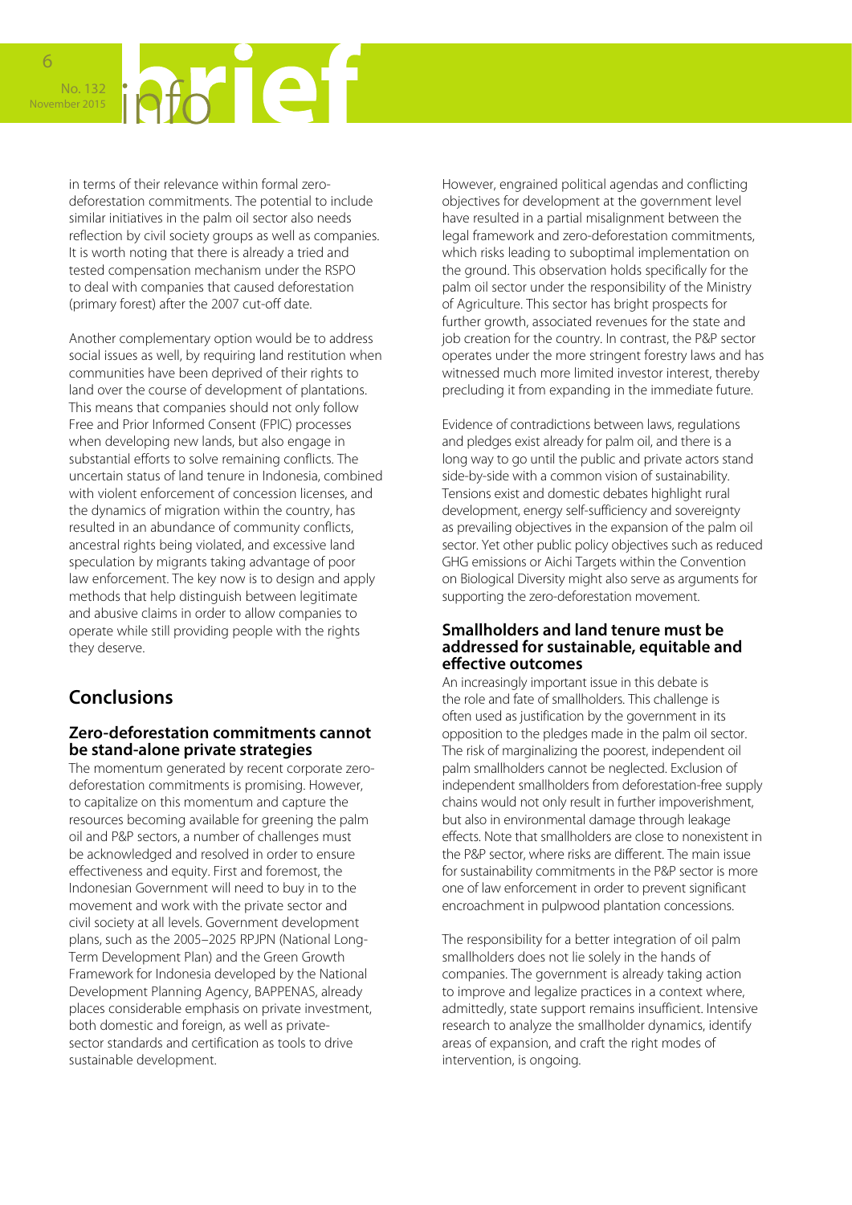in terms of their relevance within formal zero-deforestation commitments. The potential to include similar initiatives in the palm oil sector also needs reflection by civil society groups as well as companies. It is worth noting that there is already a tried and tested compensation mechanism under the RSPO to deal with companies that caused deforestation (primary forest) after the 2007 cut-off date.

Another complementary option would be to address social issues as well, by requiring land restitution when communities have been deprived of their rights to land over the course of development of plantations. This means that companies should not only follow Free and Prior Informed Consent (FPIC) processes when developing new lands, but also engage in substantial efforts to solve remaining conflicts. The uncertain status of land tenure in Indonesia, combined with violent enforcement of concession licenses, and the dynamics of migration within the country, has resulted in an abundance of community conflicts, ancestral rights being violated, and excessive land speculation by migrants taking advantage of poor law enforcement. The key now is to design and apply methods that help distinguish between legitimate and abusive claims in order to allow companies to operate while still providing people with the rights they deserve.

## Conclusions

### Zero-deforestation commitments cannot be stand-alone private strategies

The momentum generated by recent corporate zero-deforestation commitments is promising. However, to capitalize on this momentum and capture the resources becoming available for greening the palm oil and P&P sectors, a number of challenges must be acknowledged and resolved in order to ensure effectiveness and equity. First and foremost, the Indonesian Government will need to buy in to the movement and work with the private sector and civil society at all levels. Government development plans, such as the 2005–2025 RPJPN (National Long-Term Development Plan) and the Green Growth Framework for Indonesia developed by the National Development Planning Agency, BAPPENAS, already places considerable emphasis on private investment, both domestic and foreign, as well as private-sector standards and certification as tools to drive sustainable development.

However, engrained political agendas and conflicting objectives for development at the government level have resulted in a partial misalignment between the legal framework and zero-deforestation commitments, which risks leading to suboptimal implementation on the ground. This observation holds specifically for the palm oil sector under the responsibility of the Ministry of Agriculture. This sector has bright prospects for further growth, associated revenues for the state and job creation for the country. In contrast, the P&P sector operates under the more stringent forestry laws and has witnessed much more limited investor interest, thereby precluding it from expanding in the immediate future.

Evidence of contradictions between laws, regulations and pledges exist already for palm oil, and there is a long way to go until the public and private actors stand side-by-side with a common vision of sustainability. Tensions exist and domestic debates highlight rural development, energy self-sufficiency and sovereignty as prevailing objectives in the expansion of the palm oil sector. Yet other public policy objectives such as reduced GHG emissions or Aichi Targets within the Convention on Biological Diversity might also serve as arguments for supporting the zero-deforestation movement.

### Smallholders and land tenure must be addressed for sustainable, equitable and effective outcomes

An increasingly important issue in this debate is the role and fate of smallholders. This challenge is often used as justification by the government in its opposition to the pledges made in the palm oil sector. The risk of marginalizing the poorest, independent oil palm smallholders cannot be neglected. Exclusion of independent smallholders from deforestation-free supply chains would not only result in further impoverishment, but also in environmental damage through leakage effects. Note that smallholders are close to nonexistent in the P&P sector, where risks are different. The main issue for sustainability commitments in the P&P sector is more one of law enforcement in order to prevent significant encroachment in pulpwood plantation concessions.

The responsibility for a better integration of oil palm smallholders does not lie solely in the hands of companies. The government is already taking action to improve and legalize practices in a context where, admittedly, state support remains insufficient. Intensive research to analyze the smallholder dynamics, identify areas of expansion, and craft the right modes of intervention, is ongoing.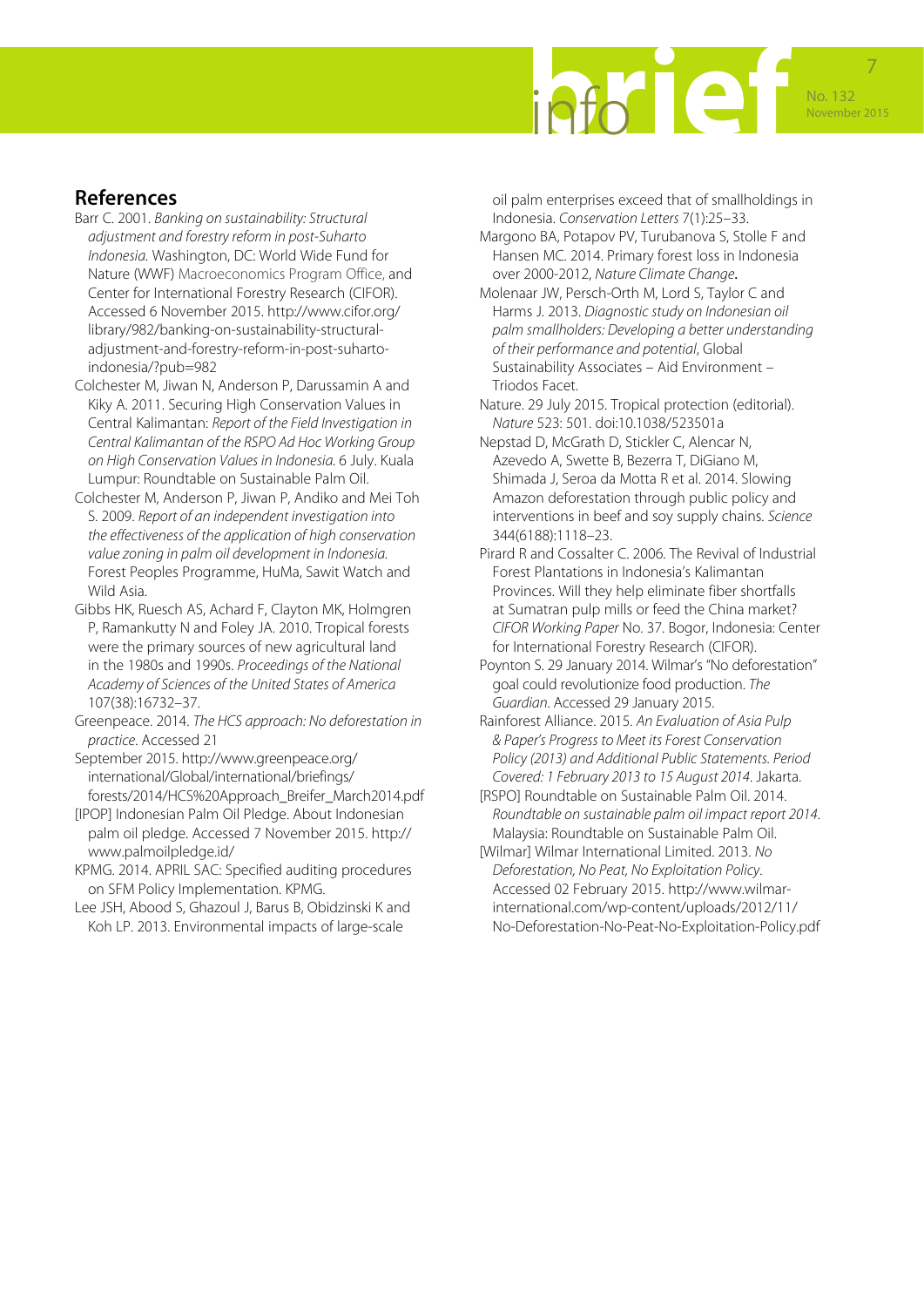## References

Barr C. 2001. *Banking on sustainability: Structural adjustment and forestry reform in post-Suharto Indonesia.* Washington, DC: World Wide Fund for Nature (WWF) Macroeconomics Program Office, and Center for International Forestry Research (CIFOR). Accessed 6 November 2015. http://www.cifor.org/library/982/banking-on-sustainability-structural-adjustment-and-forestry-reform-in-post-suharto-indonesia/?pub=982

Colchester M, Jiwan N, Anderson P, Darussamin A and Kiky A. 2011. Securing High Conservation Values in Central Kalimantan: *Report of the Field Investigation in Central Kalimantan of the RSPO Ad Hoc Working Group on High Conservation Values in Indonesia.* 6 July. Kuala Lumpur: Roundtable on Sustainable Palm Oil.

Colchester M, Anderson P, Jiwan P, Andiko and Mei Toh S. 2009. *Report of an independent investigation into the effectiveness of the application of high conservation value zoning in palm oil development in Indonesia.* Forest Peoples Programme, HuMa, Sawit Watch and Wild Asia.

Gibbs HK, Ruesch AS, Achard F, Clayton MK, Holmgren P, Ramankutty N and Foley JA. 2010. Tropical forests were the primary sources of new agricultural land in the 1980s and 1990s. *Proceedings of the National Academy of Sciences of the United States of America* 107(38):16732–37.

Greenpeace. 2014. *The HCS approach: No deforestation in practice*. Accessed 21 September 2015. http://www.greenpeace.org/international/Global/international/briefings/forests/2014/HCS%20Approach_Breifer_March2014.pdf

[IPOP] Indonesian Palm Oil Pledge. About Indonesian palm oil pledge. Accessed 7 November 2015. http://www.palmoilpledge.id/

KPMG. 2014. APRIL SAC: Specified auditing procedures on SFM Policy Implementation. KPMG.

Lee JSH, Abood S, Ghazoul J, Barus B, Obidzinski K and Koh LP. 2013. Environmental impacts of large-scale oil palm enterprises exceed that of smallholdings in Indonesia. *Conservation Letters* 7(1):25–33.

Margono BA, Potapov PV, Turubanova S, Stolle F and Hansen MC. 2014. Primary forest loss in Indonesia over 2000-2012, *Nature Climate Change***.**

Molenaar JW, Persch-Orth M, Lord S, Taylor C and Harms J. 2013. *Diagnostic study on Indonesian oil palm smallholders: Developing a better understanding of their performance and potential*, Global Sustainability Associates – Aid Environment – Triodos Facet.

Nature. 29 July 2015. Tropical protection (editorial). *Nature* 523: 501. doi:10.1038/523501a

Nepstad D, McGrath D, Stickler C, Alencar N, Azevedo A, Swette B, Bezerra T, DiGiano M, Shimada J, Seroa da Motta R et al. 2014. Slowing Amazon deforestation through public policy and interventions in beef and soy supply chains. *Science* 344(6188):1118–23.

Pirard R and Cossalter C. 2006. The Revival of Industrial Forest Plantations in Indonesia's Kalimantan Provinces. Will they help eliminate fiber shortfalls at Sumatran pulp mills or feed the China market? *CIFOR Working Paper* No. 37. Bogor, Indonesia: Center for International Forestry Research (CIFOR).

Poynton S. 29 January 2014. Wilmar's "No deforestation" goal could revolutionize food production. *The Guardian*. Accessed 29 January 2015.

Rainforest Alliance. 2015. *An Evaluation of Asia Pulp & Paper's Progress to Meet its Forest Conservation Policy (2013) and Additional Public Statements. Period Covered: 1 February 2013 to 15 August 2014*. Jakarta.

[RSPO] Roundtable on Sustainable Palm Oil. 2014. *Roundtable on sustainable palm oil impact report 2014*. Malaysia: Roundtable on Sustainable Palm Oil.

[Wilmar] Wilmar International Limited. 2013. *No Deforestation, No Peat, No Exploitation Policy*. Accessed 02 February 2015. http://www.wilmar-international.com/wp-content/uploads/2012/11/No-Deforestation-No-Peat-No-Exploitation-Policy.pdf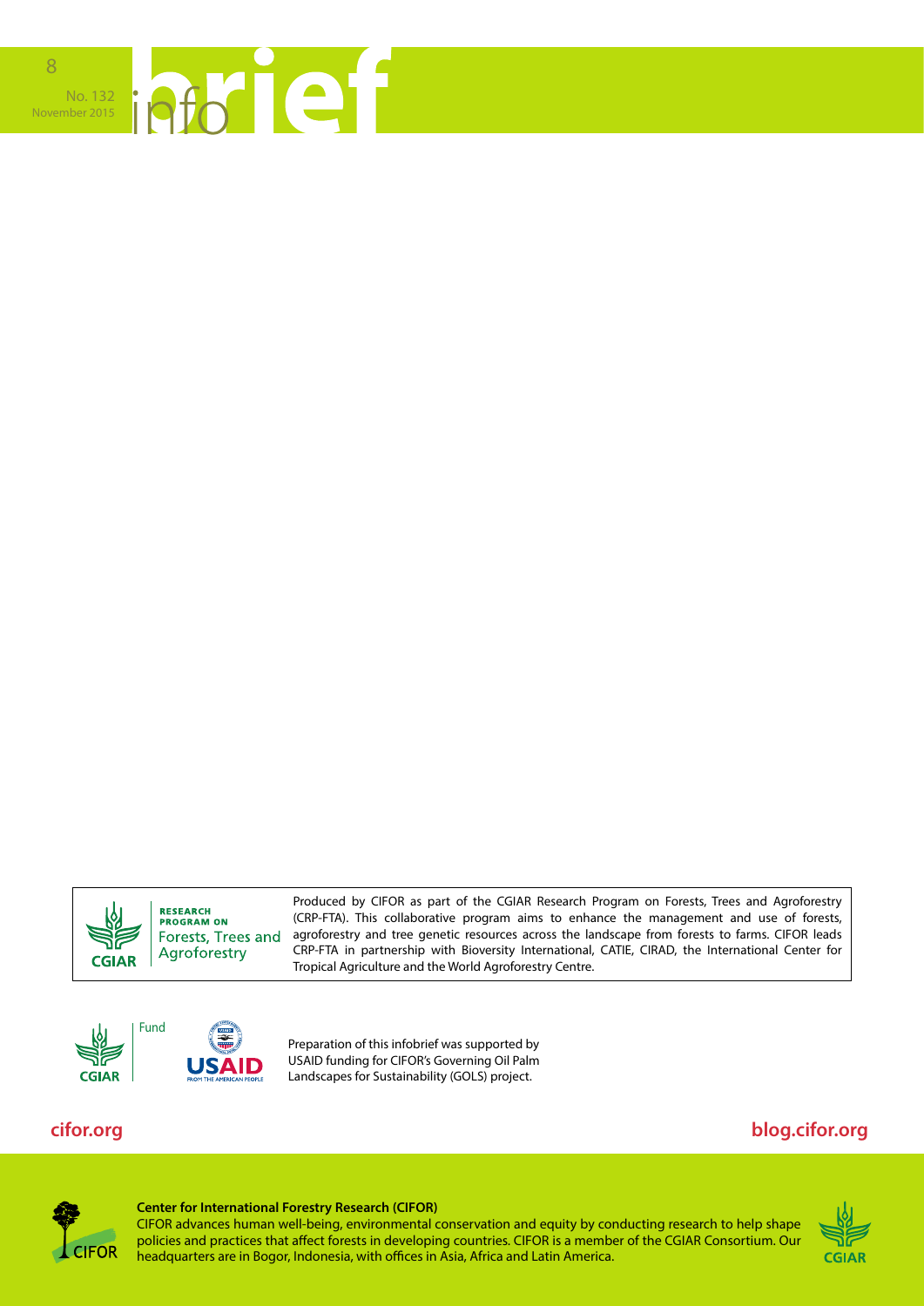RESEARCH PROGRAM ON Forests, Trees and Agroforestry

Produced by CIFOR as part of the CGIAR Research Program on Forests, Trees and Agroforestry (CRP-FTA). This collaborative program aims to enhance the management and use of forests, agroforestry and tree genetic resources across the landscape from forests to farms. CIFOR leads CRP-FTA in partnership with Bioversity International, CATIE, CIRAD, the International Center for Tropical Agriculture and the World Agroforestry Centre.

Preparation of this infobrief was supported by USAID funding for CIFOR's Governing Oil Palm Landscapes for Sustainability (GOLS) project.

cifor.org

blog.cifor.org

**Center for International Forestry Research (CIFOR)**

CIFOR advances human well-being, environmental conservation and equity by conducting research to help shape policies and practices that affect forests in developing countries. CIFOR is a member of the CGIAR Consortium. Our headquarters are in Bogor, Indonesia, with offices in Asia, Africa and Latin America.